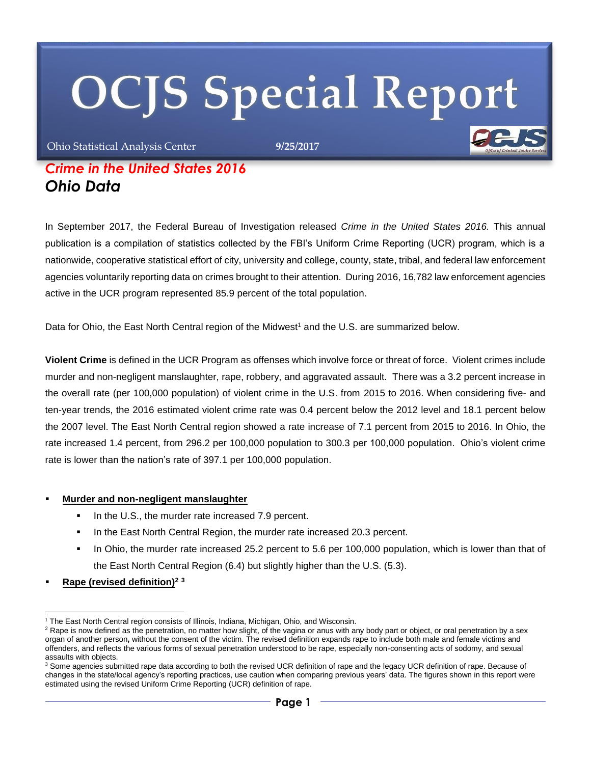# OCJS Special Report

Ohio Statistical Analysis Center 9/25/2017

## *Crime in the United States 2016*

## *Ohio Data*

In September 2017, the Federal Bureau of Investigation released *Crime in the United States 2016.* This annual publication is a compilation of statistics collected by the FBI's Uniform Crime Reporting (UCR) program, which is a nationwide, cooperative statistical effort of city, university and college, county, state, tribal, and federal law enforcement agencies voluntarily reporting data on crimes brought to their attention. During 2016, 16,782 law enforcement agencies active in the UCR program represented 85.9 percent of the total population.

Data for Ohio, the East North Central region of the Midwest[1] and the U.S. are summarized below.

**Violent Crime** is defined in the UCR Program as offenses which involve force or threat of force. Violent crimes include murder and non-negligent manslaughter, rape, robbery, and aggravated assault. There was a 3.2 percent increase in the overall rate (per 100,000 population) of violent crime in the U.S. from 2015 to 2016. When considering five- and ten-year trends, the 2016 estimated violent crime rate was 0.4 percent below the 2012 level and 18.1 percent below the 2007 level. The East North Central region showed a rate increase of 7.1 percent from 2015 to 2016. In Ohio, the rate increased 1.4 percent, from 296.2 per 100,000 population to 300.3 per 100,000 population. Ohio's violent crime rate is lower than the nation's rate of 397.1 per 100,000 population.

- **Murder and non-negligent manslaughter**
  - In the U.S., the murder rate increased 7.9 percent.
  - In the East North Central Region, the murder rate increased 20.3 percent.
  - In Ohio, the murder rate increased 25.2 percent to 5.6 per 100,000 population, which is lower than that of the East North Central Region (6.4) but slightly higher than the U.S. (5.3).
- **Rape (revised definition)**[2 3]

[1] The East North Central region consists of Illinois, Indiana, Michigan, Ohio, and Wisconsin.

[2] Rape is now defined as the penetration, no matter how slight, of the vagina or anus with any body part or object, or oral penetration by a sex organ of another person**,** without the consent of the victim. The revised definition expands rape to include both male and female victims and offenders, and reflects the various forms of sexual penetration understood to be rape, especially non-consenting acts of sodomy, and sexual assaults with objects.

[3] Some agencies submitted rape data according to both the revised UCR definition of rape and the legacy UCR definition of rape. Because of changes in the state/local agency's reporting practices, use caution when comparing previous years' data. The figures shown in this report were estimated using the revised Uniform Crime Reporting (UCR) definition of rape.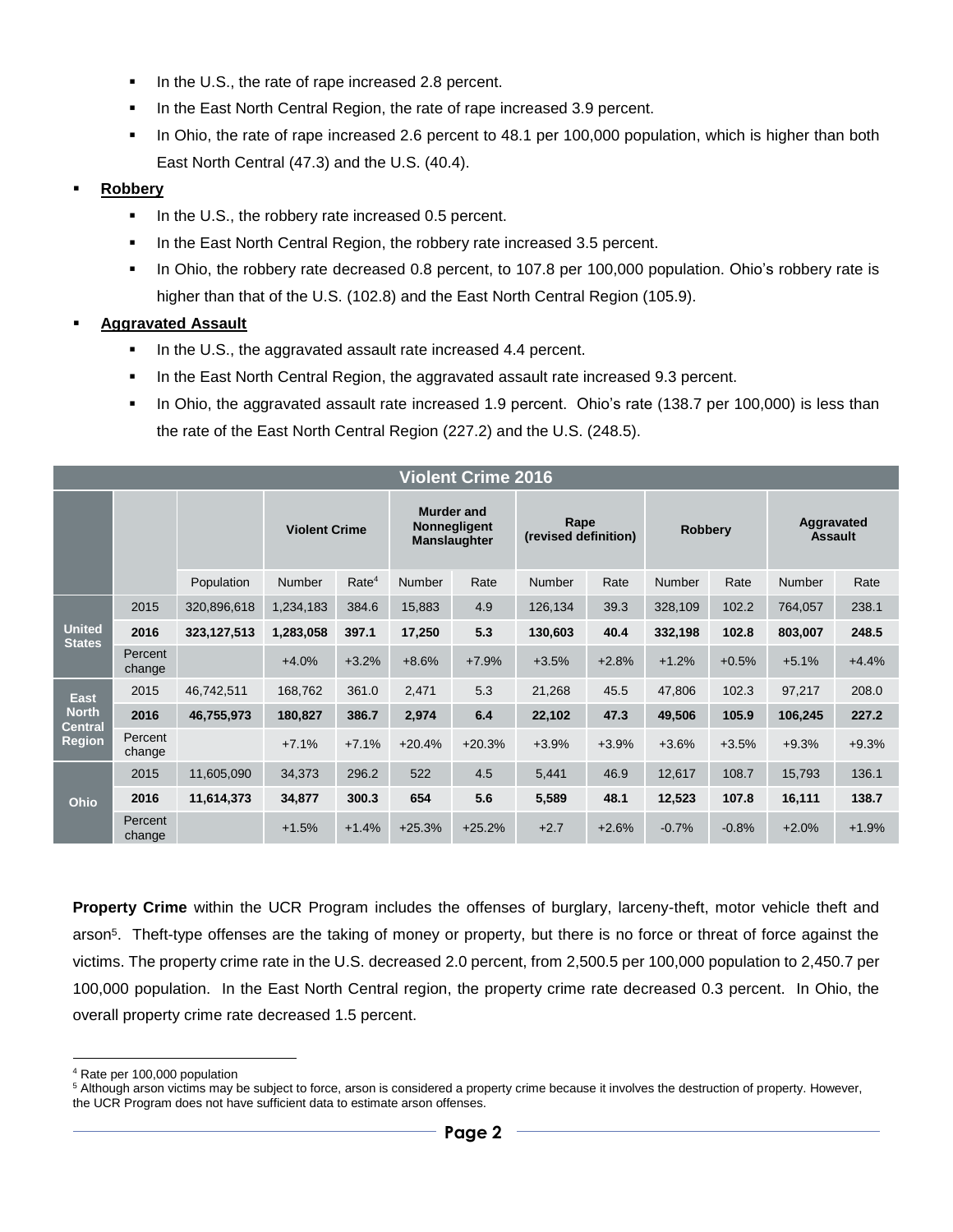- In the U.S., the rate of rape increased 2.8 percent.
- In the East North Central Region, the rate of rape increased 3.9 percent.
- In Ohio, the rate of rape increased 2.6 percent to 48.1 per 100,000 population, which is higher than both East North Central (47.3) and the U.S. (40.4).

- **Robbery**
  - In the U.S., the robbery rate increased 0.5 percent.
  - In the East North Central Region, the robbery rate increased 3.5 percent.
  - In Ohio, the robbery rate decreased 0.8 percent, to 107.8 per 100,000 population. Ohio's robbery rate is higher than that of the U.S. (102.8) and the East North Central Region (105.9).

- **Aggravated Assault**
  - In the U.S., the aggravated assault rate increased 4.4 percent.
  - In the East North Central Region, the aggravated assault rate increased 9.3 percent.
  - In Ohio, the aggravated assault rate increased 1.9 percent. Ohio's rate (138.7 per 100,000) is less than the rate of the East North Central Region (227.2) and the U.S. (248.5).

| Violent Crime 2016 | | | | | | | | | | | | |
|---|---|---|---|---|---|---|---|---|---|---|---|---|
| | | | Violent Crime | | Murder and Nonnegligent Manslaughter | | Rape (revised definition) | | Robbery | | Aggravated Assault | |
| | | Population | Number | Rate[4] | Number | Rate | Number | Rate | Number | Rate | Number | Rate |
| United States | 2015 | 320,896,618 | 1,234,183 | 384.6 | 15,883 | 4.9 | 126,134 | 39.3 | 328,109 | 102.2 | 764,057 | 238.1 |
| | **2016** | **323,127,513** | **1,283,058** | **397.1** | **17,250** | **5.3** | **130,603** | **40.4** | **332,198** | **102.8** | **803,007** | **248.5** |
| | Percent change | | +4.0% | +3.2% | +8.6% | +7.9% | +3.5% | +2.8% | +1.2% | +0.5% | +5.1% | +4.4% |
| East North Central Region | 2015 | 46,742,511 | 168,762 | 361.0 | 2,471 | 5.3 | 21,268 | 45.5 | 47,806 | 102.3 | 97,217 | 208.0 |
| | **2016** | **46,755,973** | **180,827** | **386.7** | **2,974** | **6.4** | **22,102** | **47.3** | **49,506** | **105.9** | **106,245** | **227.2** |
| | Percent change | | +7.1% | +7.1% | +20.4% | +20.3% | +3.9% | +3.9% | +3.6% | +3.5% | +9.3% | +9.3% |
| Ohio | 2015 | 11,605,090 | 34,373 | 296.2 | 522 | 4.5 | 5,441 | 46.9 | 12,617 | 108.7 | 15,793 | 136.1 |
| | **2016** | **11,614,373** | **34,877** | **300.3** | **654** | **5.6** | **5,589** | **48.1** | **12,523** | **107.8** | **16,111** | **138.7** |
| | Percent change | | +1.5% | +1.4% | +25.3% | +25.2% | +2.7 | +2.6% | -0.7% | -0.8% | +2.0% | +1.9% |

**Property Crime** within the UCR Program includes the offenses of burglary, larceny-theft, motor vehicle theft and arson[5]. Theft-type offenses are the taking of money or property, but there is no force or threat of force against the victims. The property crime rate in the U.S. decreased 2.0 percent, from 2,500.5 per 100,000 population to 2,450.7 per 100,000 population. In the East North Central region, the property crime rate decreased 0.3 percent. In Ohio, the overall property crime rate decreased 1.5 percent.

[4] Rate per 100,000 population

[5] Although arson victims may be subject to force, arson is considered a property crime because it involves the destruction of property. However, the UCR Program does not have sufficient data to estimate arson offenses.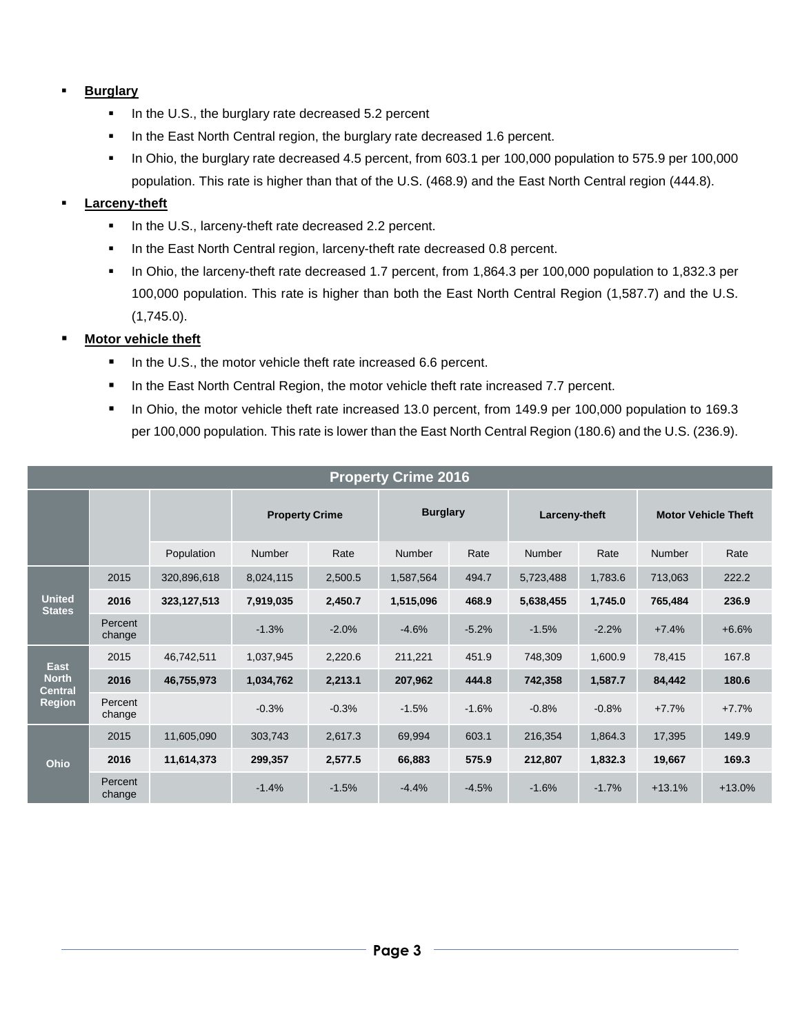- **Burglary**
  - In the U.S., the burglary rate decreased 5.2 percent
  - In the East North Central region, the burglary rate decreased 1.6 percent.
  - In Ohio, the burglary rate decreased 4.5 percent, from 603.1 per 100,000 population to 575.9 per 100,000 population. This rate is higher than that of the U.S. (468.9) and the East North Central region (444.8).
- **Larceny-theft**
  - In the U.S., larceny-theft rate decreased 2.2 percent.
  - In the East North Central region, larceny-theft rate decreased 0.8 percent.
  - In Ohio, the larceny-theft rate decreased 1.7 percent, from 1,864.3 per 100,000 population to 1,832.3 per 100,000 population. This rate is higher than both the East North Central Region (1,587.7) and the U.S. (1,745.0).
- **Motor vehicle theft**
  - In the U.S., the motor vehicle theft rate increased 6.6 percent.
  - In the East North Central Region, the motor vehicle theft rate increased 7.7 percent.
  - In Ohio, the motor vehicle theft rate increased 13.0 percent, from 149.9 per 100,000 population to 169.3 per 100,000 population. This rate is lower than the East North Central Region (180.6) and the U.S. (236.9).

**Property Crime 2016**

| | | | Property Crime | | Burglary | | Larceny-theft | | Motor Vehicle Theft | |
|---|---|---|---|---|---|---|---|---|---|---|
| | | Population | Number | Rate | Number | Rate | Number | Rate | Number | Rate |
| United States | 2015 | 320,896,618 | 8,024,115 | 2,500.5 | 1,587,564 | 494.7 | 5,723,488 | 1,783.6 | 713,063 | 222.2 |
| | **2016** | **323,127,513** | **7,919,035** | **2,450.7** | **1,515,096** | **468.9** | **5,638,455** | **1,745.0** | **765,484** | **236.9** |
| | Percent change | | -1.3% | -2.0% | -4.6% | -5.2% | -1.5% | -2.2% | +7.4% | +6.6% |
| East North Central Region | 2015 | 46,742,511 | 1,037,945 | 2,220.6 | 211,221 | 451.9 | 748,309 | 1,600.9 | 78,415 | 167.8 |
| | **2016** | **46,755,973** | **1,034,762** | **2,213.1** | **207,962** | **444.8** | **742,358** | **1,587.7** | **84,442** | **180.6** |
| | Percent change | | -0.3% | -0.3% | -1.5% | -1.6% | -0.8% | -0.8% | +7.7% | +7.7% |
| Ohio | 2015 | 11,605,090 | 303,743 | 2,617.3 | 69,994 | 603.1 | 216,354 | 1,864.3 | 17,395 | 149.9 |
| | **2016** | **11,614,373** | **299,357** | **2,577.5** | **66,883** | **575.9** | **212,807** | **1,832.3** | **19,667** | **169.3** |
| | Percent change | | -1.4% | -1.5% | -4.4% | -4.5% | -1.6% | -1.7% | +13.1% | +13.0% |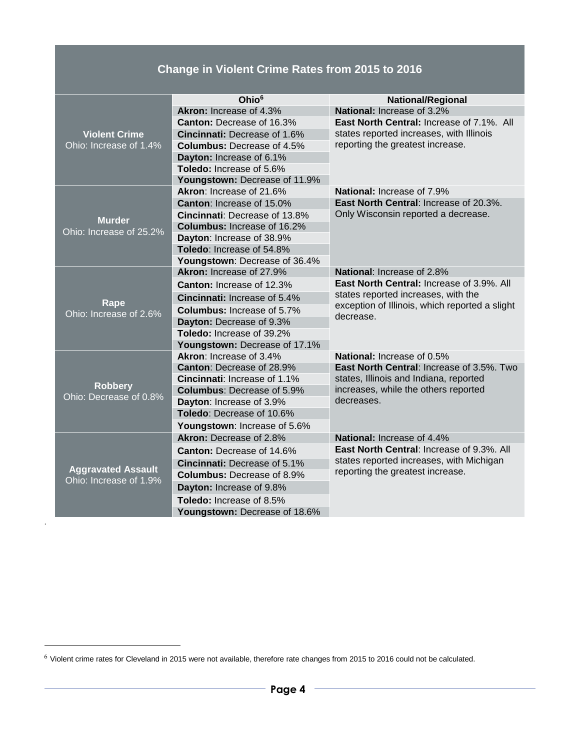| Change in Violent Crime Rates from 2015 to 2016 | | |
|---|---|---|
| | **Ohio**[6] | **National/Regional** |
| **Violent Crime** Ohio: Increase of 1.4% | **Akron:** Increase of 4.3% | **National:** Increase of 3.2% |
| | **Canton:** Decrease of 16.3% | **East North Central:** Increase of 7.1%. All states reported increases, with Illinois reporting the greatest increase. |
| | **Cincinnati:** Decrease of 1.6% | |
| | **Columbus:** Decrease of 4.5% | |
| | **Dayton:** Increase of 6.1% | |
| | **Toledo:** Increase of 5.6% | |
| | **Youngstown:** Decrease of 11.9% | |
| **Murder** Ohio: Increase of 25.2% | **Akron**: Increase of 21.6% | **National:** Increase of 7.9% |
| | **Canton**: Increase of 15.0% | **East North Central**: Increase of 20.3%. Only Wisconsin reported a decrease. |
| | **Cincinnati**: Decrease of 13.8% | |
| | **Columbus:** Increase of 16.2% | |
| | **Dayton**: Increase of 38.9% | |
| | **Toledo**: Increase of 54.8% | |
| | **Youngstown**: Decrease of 36.4% | |
| **Rape** Ohio: Increase of 2.6% | **Akron:** Increase of 27.9% | **National**: Increase of 2.8% |
| | **Canton:** Increase of 12.3% | **East North Central:** Increase of 3.9%. All states reported increases, with the exception of Illinois, which reported a slight decrease. |
| | **Cincinnati:** Increase of 5.4% | |
| | **Columbus:** Increase of 5.7% | |
| | **Dayton:** Decrease of 9.3% | |
| | **Toledo:** Increase of 39.2% | |
| | **Youngstown:** Decrease of 17.1% | |
| **Robbery** Ohio: Decrease of 0.8% | **Akron**: Increase of 3.4% | **National:** Increase of 0.5% |
| | **Canton**: Decrease of 28.9% | **East North Central**: Increase of 3.5%. Two states, Illinois and Indiana, reported increases, while the others reported decreases. |
| | **Cincinnati**: Increase of 1.1% | |
| | **Columbus**: Decrease of 5.9% | |
| | **Dayton**: Increase of 3.9% | |
| | **Toledo**: Decrease of 10.6% | |
| | **Youngstown**: Increase of 5.6% | |
| **Aggravated Assault** Ohio: Increase of 1.9% | **Akron:** Decrease of 2.8% | **National:** Increase of 4.4% |
| | **Canton:** Decrease of 14.6% | **East North Central**: Increase of 9.3%. All states reported increases, with Michigan reporting the greatest increase. |
| | **Cincinnati:** Decrease of 5.1% | |
| | **Columbus:** Decrease of 8.9% | |
| | **Dayton:** Increase of 9.8% | |
| | **Toledo:** Increase of 8.5% | |
| | **Youngstown:** Decrease of 18.6% | |

[6] Violent crime rates for Cleveland in 2015 were not available, therefore rate changes from 2015 to 2016 could not be calculated.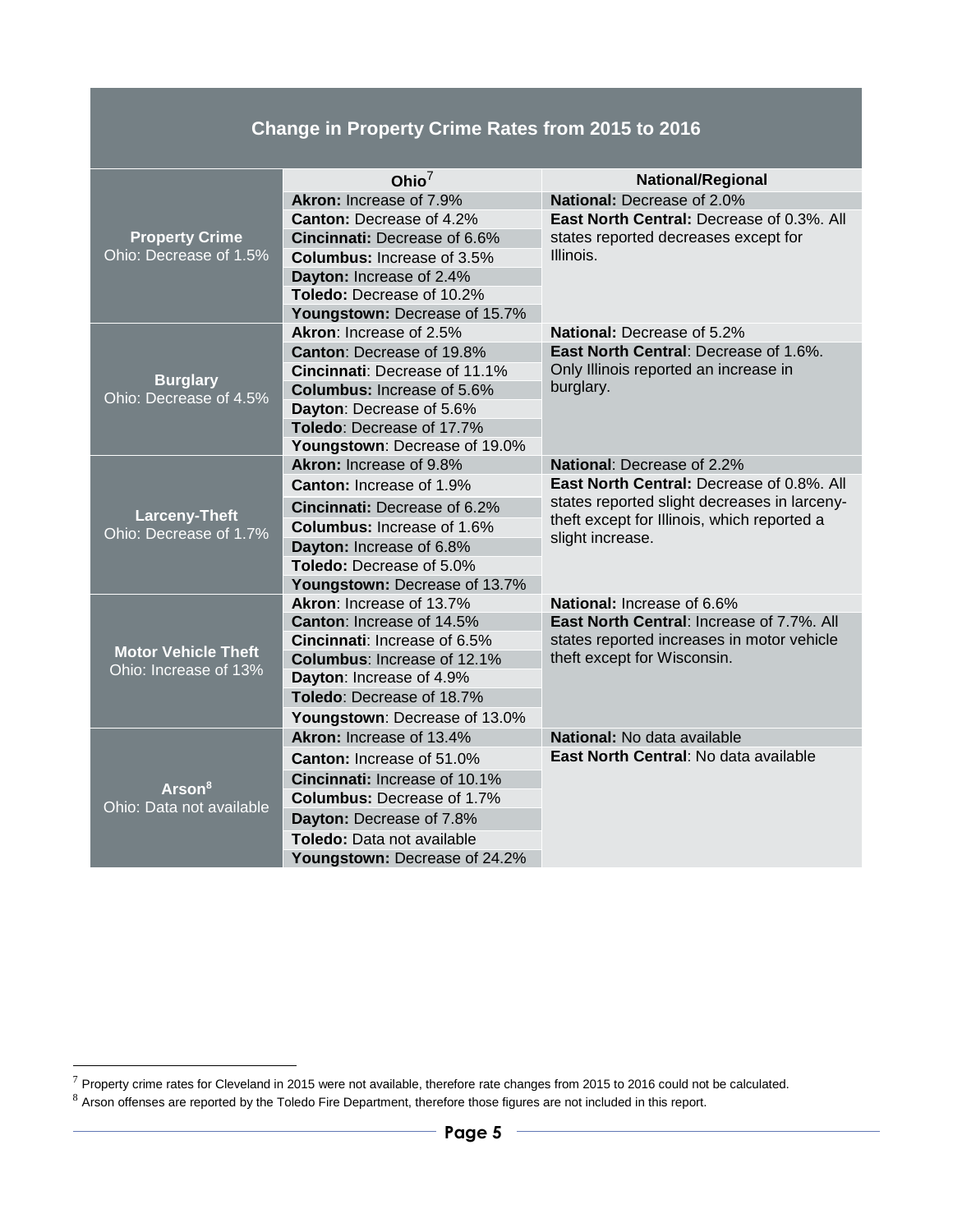## Change in Property Crime Rates from 2015 to 2016

| | Ohio[7] | National/Regional |
|---|---|---|
| **Property Crime** Ohio: Decrease of 1.5% | **Akron:** Increase of 7.9% | **National:** Decrease of 2.0% |
| | **Canton:** Decrease of 4.2% | **East North Central:** Decrease of 0.3%. All states reported decreases except for Illinois. |
| | **Cincinnati:** Decrease of 6.6% | |
| | **Columbus:** Increase of 3.5% | |
| | **Dayton:** Increase of 2.4% | |
| | **Toledo:** Decrease of 10.2% | |
| | **Youngstown:** Decrease of 15.7% | |
| **Burglary** Ohio: Decrease of 4.5% | **Akron**: Increase of 2.5% | **National:** Decrease of 5.2% |
| | **Canton**: Decrease of 19.8% | **East North Central**: Decrease of 1.6%. Only Illinois reported an increase in burglary. |
| | **Cincinnati**: Decrease of 11.1% | |
| | **Columbus:** Increase of 5.6% | |
| | **Dayton**: Decrease of 5.6% | |
| | **Toledo**: Decrease of 17.7% | |
| | **Youngstown**: Decrease of 19.0% | |
| **Larceny-Theft** Ohio: Decrease of 1.7% | **Akron:** Increase of 9.8% | **National**: Decrease of 2.2% |
| | **Canton:** Increase of 1.9% | **East North Central:** Decrease of 0.8%. All states reported slight decreases in larceny-theft except for Illinois, which reported a slight increase. |
| | **Cincinnati:** Decrease of 6.2% | |
| | **Columbus:** Increase of 1.6% | |
| | **Dayton:** Increase of 6.8% | |
| | **Toledo:** Decrease of 5.0% | |
| | **Youngstown:** Decrease of 13.7% | |
| **Motor Vehicle Theft** Ohio: Increase of 13% | **Akron**: Increase of 13.7% | **National:** Increase of 6.6% |
| | **Canton**: Increase of 14.5% | **East North Central**: Increase of 7.7%. All states reported increases in motor vehicle theft except for Wisconsin. |
| | **Cincinnati**: Increase of 6.5% | |
| | **Columbus**: Increase of 12.1% | |
| | **Dayton**: Increase of 4.9% | |
| | **Toledo**: Decrease of 18.7% | |
| | **Youngstown**: Decrease of 13.0% | |
| **Arson**[8] Ohio: Data not available | **Akron:** Increase of 13.4% | **National:** No data available |
| | **Canton:** Increase of 51.0% | **East North Central**: No data available |
| | **Cincinnati:** Increase of 10.1% | |
| | **Columbus:** Decrease of 1.7% | |
| | **Dayton:** Decrease of 7.8% | |
| | **Toledo:** Data not available | |
| | **Youngstown:** Decrease of 24.2% | |

[7] Property crime rates for Cleveland in 2015 were not available, therefore rate changes from 2015 to 2016 could not be calculated.

[8] Arson offenses are reported by the Toledo Fire Department, therefore those figures are not included in this report.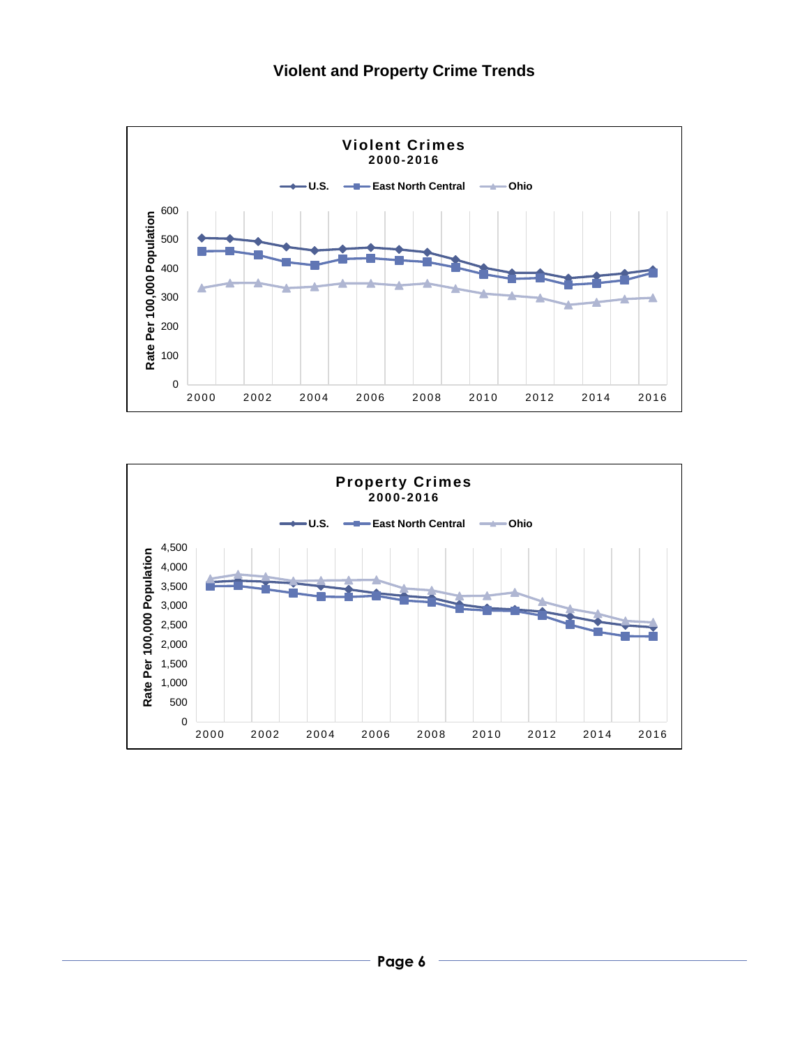# Violent and Property Crime Trends

**Violent Crimes**
**2000-2016**

U.S. | East North Central | Ohio

Rate Per 100,000 Population

0
100
200
300
400
500
600

2000 2002 2004 2006 2008 2010 2012 2014 2016

**Property Crimes**
**2000-2016**

U.S. | East North Central | Ohio

Rate Per 100,000 Population

0
500
1,000
1,500
2,000
2,500
3,000
3,500
4,000
4,500

2000 2002 2004 2006 2008 2010 2012 2014 2016